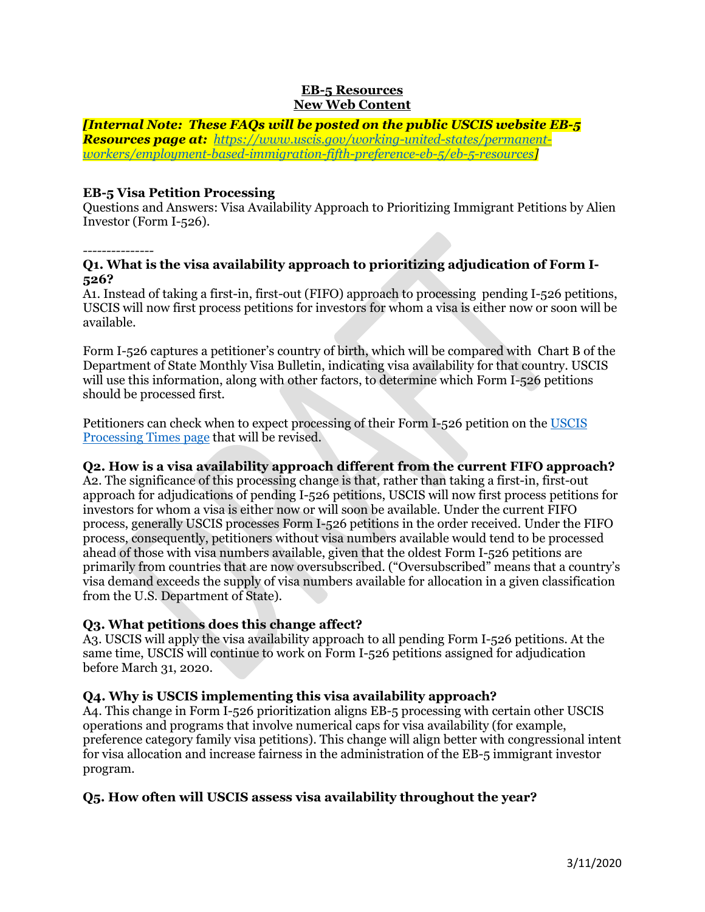**EB-5 Resources**
**New Web Content**

***[Internal Note: These FAQs will be posted on the public USCIS website EB-5 Resources page at: [https://www.uscis.gov/working-united-states/permanent-workers/employment-based-immigration-fifth-preference-eb-5/eb-5-resources](https://www.uscis.gov/working-united-states/permanent-workers/employment-based-immigration-fifth-preference-eb-5/eb-5-resources)]***

**EB-5 Visa Petition Processing**

Questions and Answers: Visa Availability Approach to Prioritizing Immigrant Petitions by Alien Investor (Form I-526).

---------------

**Q1. What is the visa availability approach to prioritizing adjudication of Form I-526?**

A1. Instead of taking a first-in, first-out (FIFO) approach to processing pending I-526 petitions, USCIS will now first process petitions for investors for whom a visa is either now or soon will be available.

Form I-526 captures a petitioner's country of birth, which will be compared with Chart B of the Department of State Monthly Visa Bulletin, indicating visa availability for that country. USCIS will use this information, along with other factors, to determine which Form I-526 petitions should be processed first.

Petitioners can check when to expect processing of their Form I-526 petition on the [USCIS Processing Times page]() that will be revised.

**Q2. How is a visa availability approach different from the current FIFO approach?**

A2. The significance of this processing change is that, rather than taking a first-in, first-out approach for adjudications of pending I-526 petitions, USCIS will now first process petitions for investors for whom a visa is either now or will soon be available. Under the current FIFO process, generally USCIS processes Form I-526 petitions in the order received. Under the FIFO process, consequently, petitioners without visa numbers available would tend to be processed ahead of those with visa numbers available, given that the oldest Form I-526 petitions are primarily from countries that are now oversubscribed. ("Oversubscribed" means that a country's visa demand exceeds the supply of visa numbers available for allocation in a given classification from the U.S. Department of State).

**Q3. What petitions does this change affect?**

A3. USCIS will apply the visa availability approach to all pending Form I-526 petitions. At the same time, USCIS will continue to work on Form I-526 petitions assigned for adjudication before March 31, 2020.

**Q4. Why is USCIS implementing this visa availability approach?**

A4. This change in Form I-526 prioritization aligns EB-5 processing with certain other USCIS operations and programs that involve numerical caps for visa availability (for example, preference category family visa petitions). This change will align better with congressional intent for visa allocation and increase fairness in the administration of the EB-5 immigrant investor program.

**Q5. How often will USCIS assess visa availability throughout the year?**

3/11/2020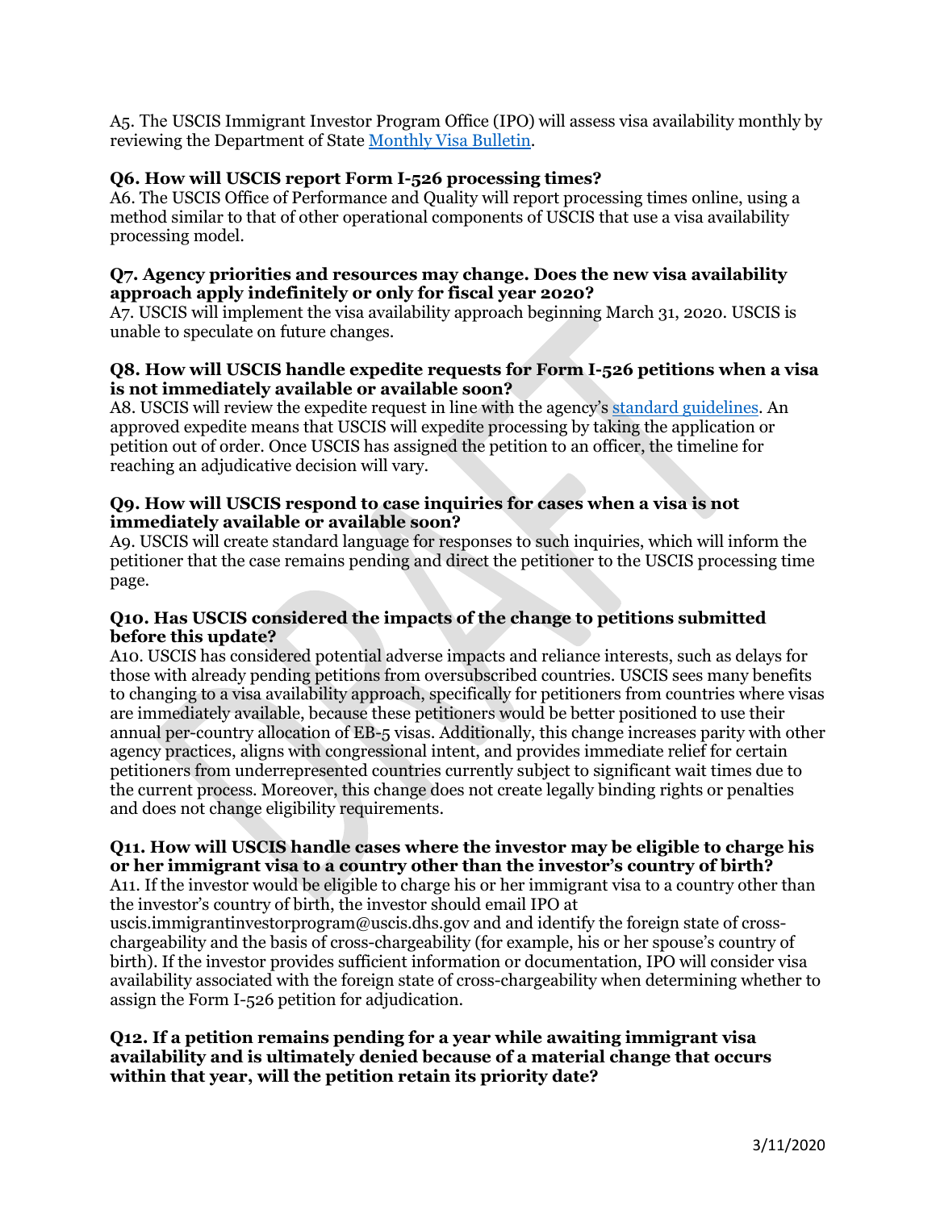A5. The USCIS Immigrant Investor Program Office (IPO) will assess visa availability monthly by reviewing the Department of State [Monthly Visa Bulletin](#).

**Q6. How will USCIS report Form I-526 processing times?**
A6. The USCIS Office of Performance and Quality will report processing times online, using a method similar to that of other operational components of USCIS that use a visa availability processing model.

**Q7. Agency priorities and resources may change. Does the new visa availability approach apply indefinitely or only for fiscal year 2020?**
A7. USCIS will implement the visa availability approach beginning March 31, 2020. USCIS is unable to speculate on future changes.

**Q8. How will USCIS handle expedite requests for Form I-526 petitions when a visa is not immediately available or available soon?**
A8. USCIS will review the expedite request in line with the agency's [standard guidelines](#). An approved expedite means that USCIS will expedite processing by taking the application or petition out of order. Once USCIS has assigned the petition to an officer, the timeline for reaching an adjudicative decision will vary.

**Q9. How will USCIS respond to case inquiries for cases when a visa is not immediately available or available soon?**
A9. USCIS will create standard language for responses to such inquiries, which will inform the petitioner that the case remains pending and direct the petitioner to the USCIS processing time page.

**Q10. Has USCIS considered the impacts of the change to petitions submitted before this update?**
A10. USCIS has considered potential adverse impacts and reliance interests, such as delays for those with already pending petitions from oversubscribed countries. USCIS sees many benefits to changing to a visa availability approach, specifically for petitioners from countries where visas are immediately available, because these petitioners would be better positioned to use their annual per-country allocation of EB-5 visas. Additionally, this change increases parity with other agency practices, aligns with congressional intent, and provides immediate relief for certain petitioners from underrepresented countries currently subject to significant wait times due to the current process. Moreover, this change does not create legally binding rights or penalties and does not change eligibility requirements.

**Q11. How will USCIS handle cases where the investor may be eligible to charge his or her immigrant visa to a country other than the investor's country of birth?**
A11. If the investor would be eligible to charge his or her immigrant visa to a country other than the investor's country of birth, the investor should email IPO at uscis.immigrantinvestorprogram@uscis.dhs.gov and and identify the foreign state of cross-chargeability and the basis of cross-chargeability (for example, his or her spouse's country of birth). If the investor provides sufficient information or documentation, IPO will consider visa availability associated with the foreign state of cross-chargeability when determining whether to assign the Form I-526 petition for adjudication.

**Q12. If a petition remains pending for a year while awaiting immigrant visa availability and is ultimately denied because of a material change that occurs within that year, will the petition retain its priority date?**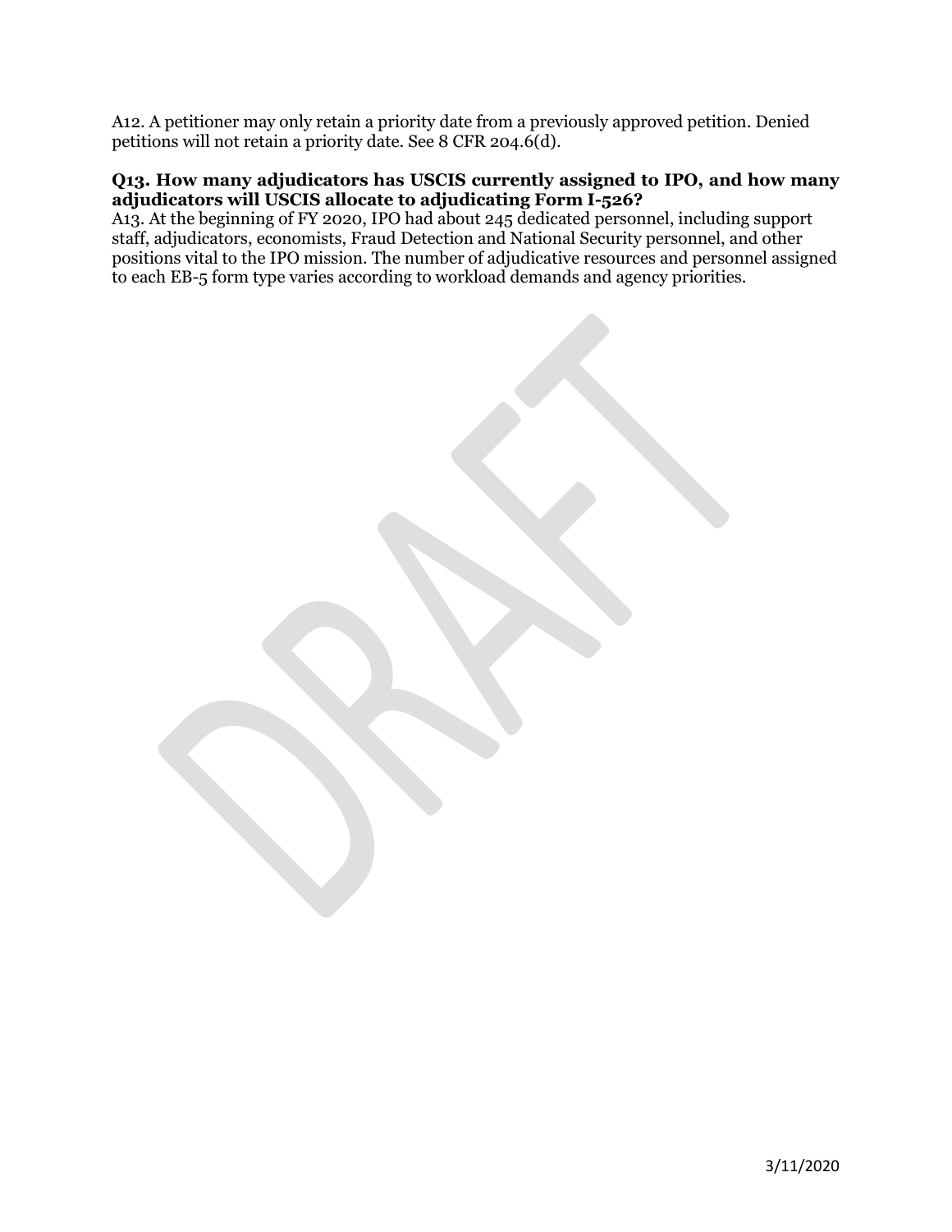A12. A petitioner may only retain a priority date from a previously approved petition. Denied petitions will not retain a priority date. See 8 CFR 204.6(d).

**Q13. How many adjudicators has USCIS currently assigned to IPO, and how many adjudicators will USCIS allocate to adjudicating Form I-526?**

A13. At the beginning of FY 2020, IPO had about 245 dedicated personnel, including support staff, adjudicators, economists, Fraud Detection and National Security personnel, and other positions vital to the IPO mission. The number of adjudicative resources and personnel assigned to each EB-5 form type varies according to workload demands and agency priorities.